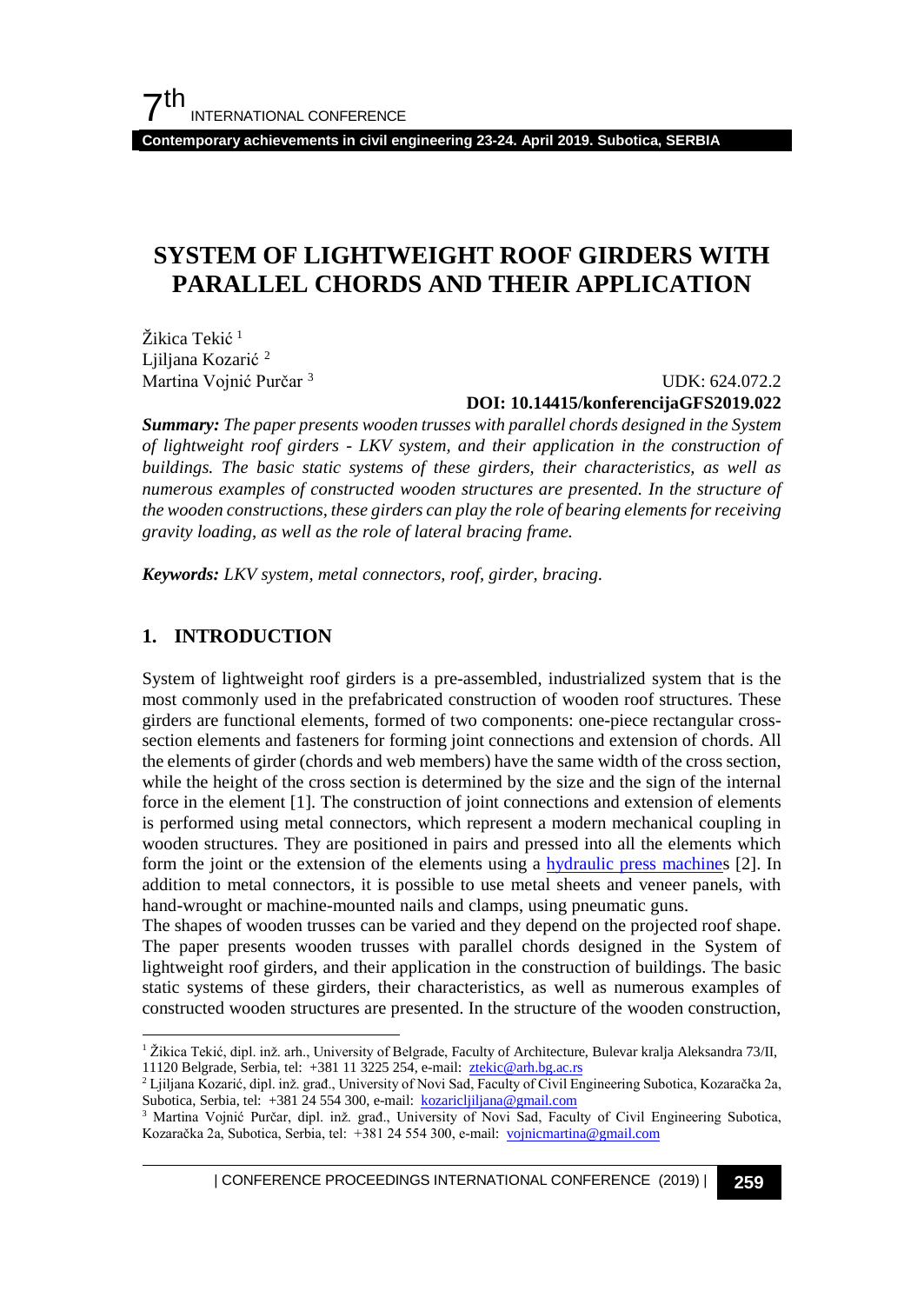# SYSTEM OF LIGHTWEIGHT ROOF GIRDERS WITH PARALLEL CHORDS AND THEIR APPLICATION

Žikica Tekić [1]
Ljiljana Kozarić [2]
Martina Vojnić Purčar [3]

UDK: 624.072.2
**DOI: 10.14415/konferencijaGFS2019.022**

***Summary:*** *The paper presents wooden trusses with parallel chords designed in the System of lightweight roof girders - LKV system, and their application in the construction of buildings. The basic static systems of these girders, their characteristics, as well as numerous examples of constructed wooden structures are presented. In the structure of the wooden constructions, these girders can play the role of bearing elements for receiving gravity loading, as well as the role of lateral bracing frame.*

***Keywords:*** *LKV system, metal connectors, roof, girder, bracing.*

## 1. INTRODUCTION

System of lightweight roof girders is a pre-assembled, industrialized system that is the most commonly used in the prefabricated construction of wooden roof structures. These girders are functional elements, formed of two components: one-piece rectangular cross-section elements and fasteners for forming joint connections and extension of chords. All the elements of girder (chords and web members) have the same width of the cross section, while the height of the cross section is determined by the size and the sign of the internal force in the element [1]. The construction of joint connections and extension of elements is performed using metal connectors, which represent a modern mechanical coupling in wooden structures. They are positioned in pairs and pressed into all the elements which form the joint or the extension of the elements using a hydraulic press machines [2]. In addition to metal connectors, it is possible to use metal sheets and veneer panels, with hand-wrought or machine-mounted nails and clamps, using pneumatic guns.

The shapes of wooden trusses can be varied and they depend on the projected roof shape. The paper presents wooden trusses with parallel chords designed in the System of lightweight roof girders, and their application in the construction of buildings. The basic static systems of these girders, their characteristics, as well as numerous examples of constructed wooden structures are presented. In the structure of the wooden construction,

---

[1] Žikica Tekić, dipl. inž. arh., University of Belgrade, Faculty of Architecture, Bulevar kralja Aleksandra 73/II, 11120 Belgrade, Serbia, tel: +381 11 3225 254, e-mail: ztekic@arh.bg.ac.rs

[2] Ljiljana Kozarić, dipl. inž. građ., University of Novi Sad, Faculty of Civil Engineering Subotica, Kozaračka 2a, Subotica, Serbia, tel: +381 24 554 300, e-mail: kozaricljiljana@gmail.com

[3] Martina Vojnić Purčar, dipl. inž. građ., University of Novi Sad, Faculty of Civil Engineering Subotica, Kozaračka 2a, Subotica, Serbia, tel: +381 24 554 300, e-mail: vojnicmartina@gmail.com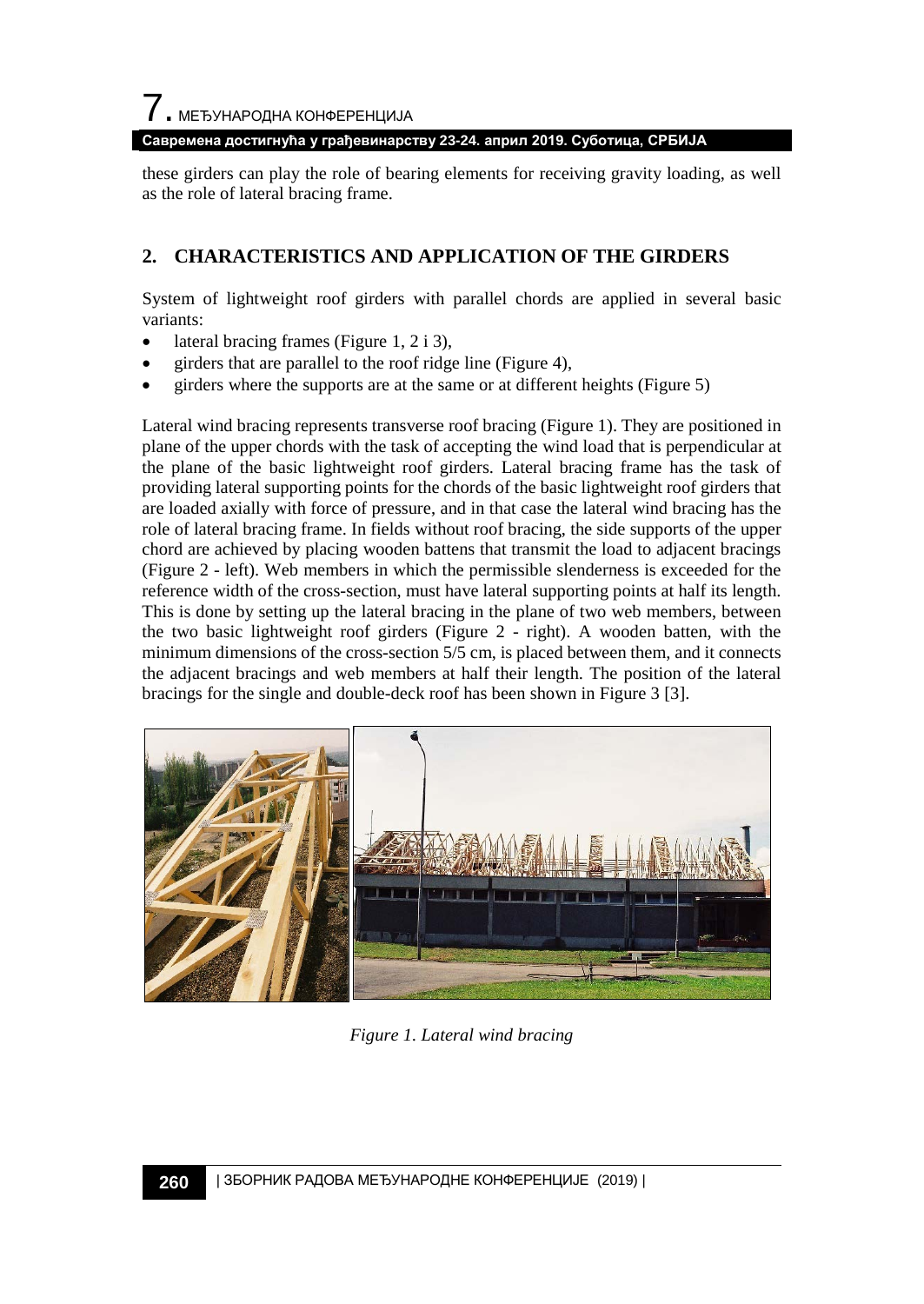these girders can play the role of bearing elements for receiving gravity loading, as well as the role of lateral bracing frame.

## 2. CHARACTERISTICS AND APPLICATION OF THE GIRDERS

System of lightweight roof girders with parallel chords are applied in several basic variants:

- lateral bracing frames (Figure 1, 2 i 3),
- girders that are parallel to the roof ridge line (Figure 4),
- girders where the supports are at the same or at different heights (Figure 5)

Lateral wind bracing represents transverse roof bracing (Figure 1). They are positioned in plane of the upper chords with the task of accepting the wind load that is perpendicular at the plane of the basic lightweight roof girders. Lateral bracing frame has the task of providing lateral supporting points for the chords of the basic lightweight roof girders that are loaded axially with force of pressure, and in that case the lateral wind bracing has the role of lateral bracing frame. In fields without roof bracing, the side supports of the upper chord are achieved by placing wooden battens that transmit the load to adjacent bracings (Figure 2 - left). Web members in which the permissible slenderness is exceeded for the reference width of the cross-section, must have lateral supporting points at half its length. This is done by setting up the lateral bracing in the plane of two web members, between the two basic lightweight roof girders (Figure 2 - right). A wooden batten, with the minimum dimensions of the cross-section 5/5 cm, is placed between them, and it connects the adjacent bracings and web members at half their length. The position of the lateral bracings for the single and double-deck roof has been shown in Figure 3 [3].

*Figure 1. Lateral wind bracing*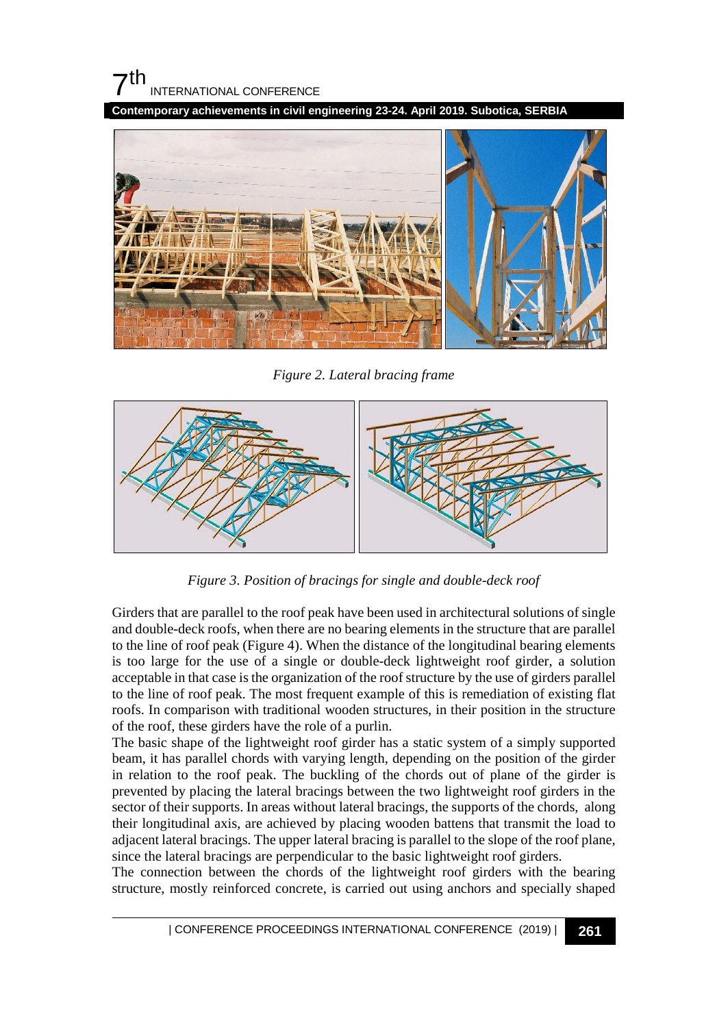*Figure 2. Lateral bracing frame*

*Figure 3. Position of bracings for single and double-deck roof*

Girders that are parallel to the roof peak have been used in architectural solutions of single and double-deck roofs, when there are no bearing elements in the structure that are parallel to the line of roof peak (Figure 4). When the distance of the longitudinal bearing elements is too large for the use of a single or double-deck lightweight roof girder, a solution acceptable in that case is the organization of the roof structure by the use of girders parallel to the line of roof peak. The most frequent example of this is remediation of existing flat roofs. In comparison with traditional wooden structures, in their position in the structure of the roof, these girders have the role of a purlin.

The basic shape of the lightweight roof girder has a static system of a simply supported beam, it has parallel chords with varying length, depending on the position of the girder in relation to the roof peak. The buckling of the chords out of plane of the girder is prevented by placing the lateral bracings between the two lightweight roof girders in the sector of their supports. In areas without lateral bracings, the supports of the chords, along their longitudinal axis, are achieved by placing wooden battens that transmit the load to adjacent lateral bracings. The upper lateral bracing is parallel to the slope of the roof plane, since the lateral bracings are perpendicular to the basic lightweight roof girders.

The connection between the chords of the lightweight roof girders with the bearing structure, mostly reinforced concrete, is carried out using anchors and specially shaped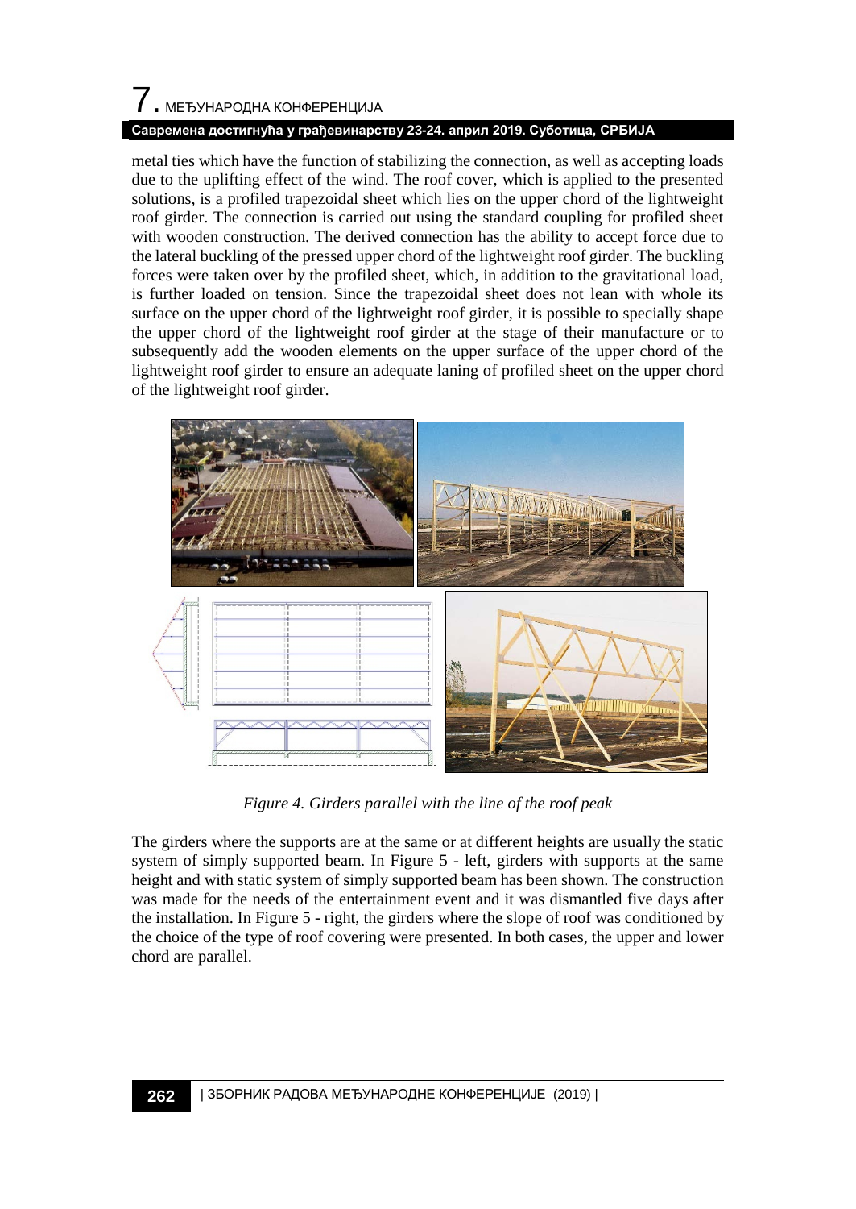metal ties which have the function of stabilizing the connection, as well as accepting loads due to the uplifting effect of the wind. The roof cover, which is applied to the presented solutions, is a profiled trapezoidal sheet which lies on the upper chord of the lightweight roof girder. The connection is carried out using the standard coupling for profiled sheet with wooden construction. The derived connection has the ability to accept force due to the lateral buckling of the pressed upper chord of the lightweight roof girder. The buckling forces were taken over by the profiled sheet, which, in addition to the gravitational load, is further loaded on tension. Since the trapezoidal sheet does not lean with whole its surface on the upper chord of the lightweight roof girder, it is possible to specially shape the upper chord of the lightweight roof girder at the stage of their manufacture or to subsequently add the wooden elements on the upper surface of the upper chord of the lightweight roof girder to ensure an adequate laning of profiled sheet on the upper chord of the lightweight roof girder.

*Figure 4. Girders parallel with the line of the roof peak*

The girders where the supports are at the same or at different heights are usually the static system of simply supported beam. In Figure 5 - left, girders with supports at the same height and with static system of simply supported beam has been shown. The construction was made for the needs of the entertainment event and it was dismantled five days after the installation. In Figure 5 - right, the girders where the slope of roof was conditioned by the choice of the type of roof covering were presented. In both cases, the upper and lower chord are parallel.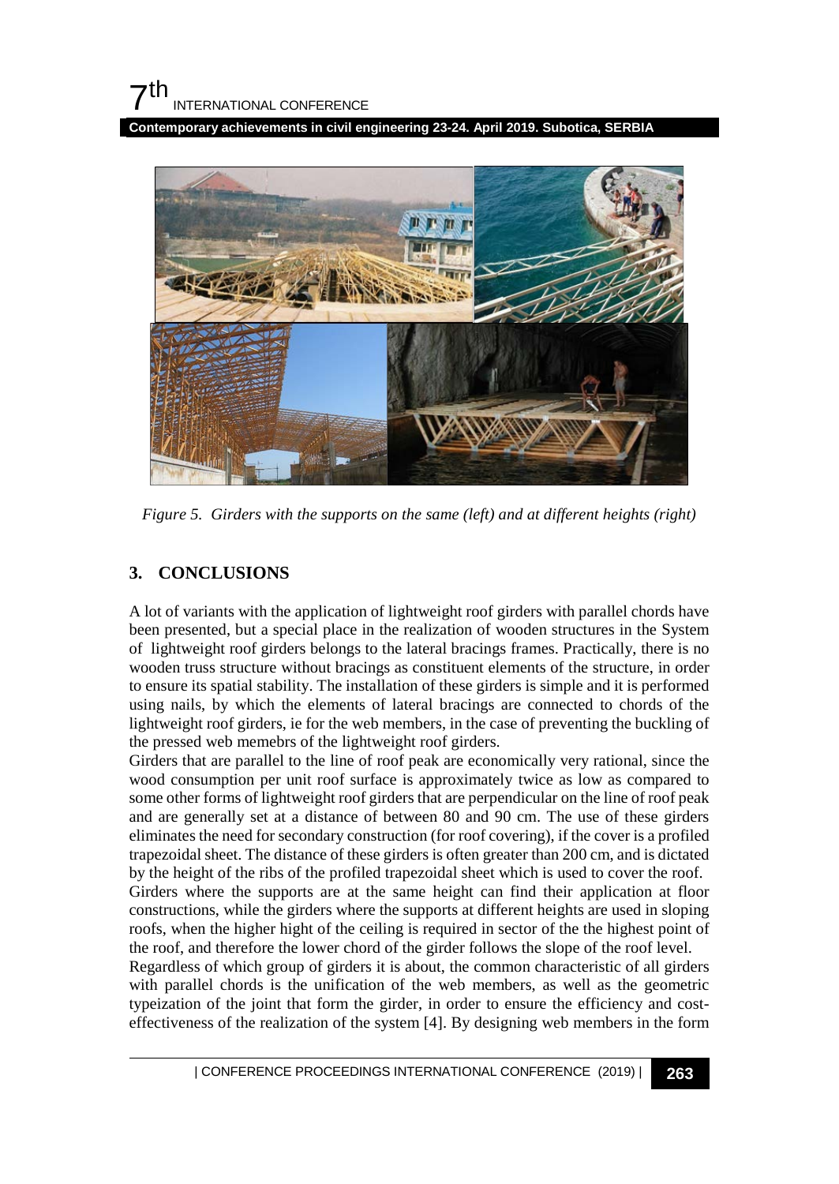*Figure 5. Girders with the supports on the same (left) and at different heights (right)*

## 3. CONCLUSIONS

A lot of variants with the application of lightweight roof girders with parallel chords have been presented, but a special place in the realization of wooden structures in the System of lightweight roof girders belongs to the lateral bracings frames. Practically, there is no wooden truss structure without bracings as constituent elements of the structure, in order to ensure its spatial stability. The installation of these girders is simple and it is performed using nails, by which the elements of lateral bracings are connected to chords of the lightweight roof girders, ie for the web members, in the case of preventing the buckling of the pressed web memebrs of the lightweight roof girders.

Girders that are parallel to the line of roof peak are economically very rational, since the wood consumption per unit roof surface is approximately twice as low as compared to some other forms of lightweight roof girders that are perpendicular on the line of roof peak and are generally set at a distance of between 80 and 90 cm. The use of these girders eliminates the need for secondary construction (for roof covering), if the cover is a profiled trapezoidal sheet. The distance of these girders is often greater than 200 cm, and is dictated by the height of the ribs of the profiled trapezoidal sheet which is used to cover the roof.

Girders where the supports are at the same height can find their application at floor constructions, while the girders where the supports at different heights are used in sloping roofs, when the higher hight of the ceiling is required in sector of the the highest point of the roof, and therefore the lower chord of the girder follows the slope of the roof level.

Regardless of which group of girders it is about, the common characteristic of all girders with parallel chords is the unification of the web members, as well as the geometric typeization of the joint that form the girder, in order to ensure the efficiency and cost-effectiveness of the realization of the system [4]. By designing web members in the form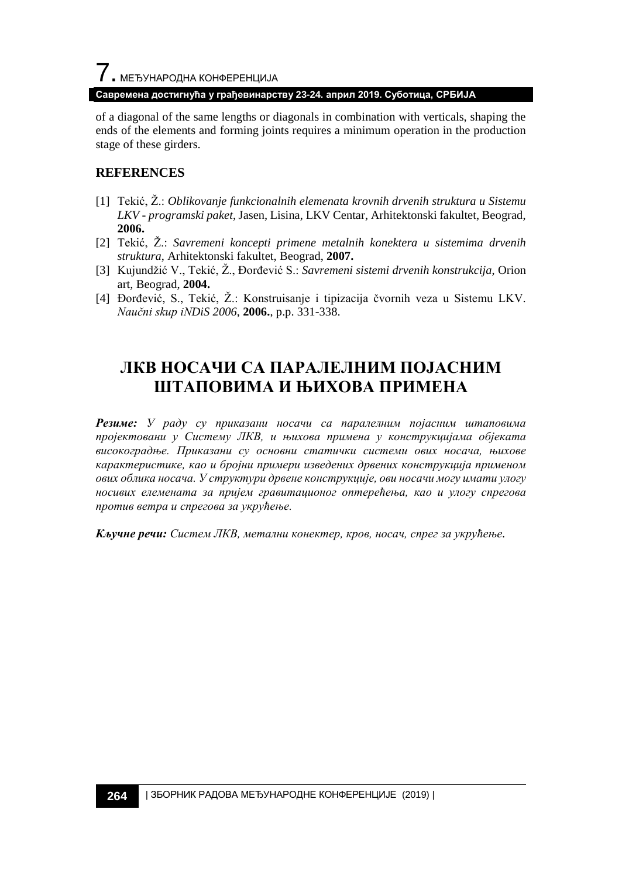of a diagonal of the same lengths or diagonals in combination with verticals, shaping the ends of the elements and forming joints requires a minimum operation in the production stage of these girders.

## REFERENCES

[1] Tekić, Ž.: *Oblikovanje funkcionalnih elemenata krovnih drvenih struktura u Sistemu LKV - programski paket*, Jasen, Lisina, LKV Centar, Arhitektonski fakultet, Beograd, **2006.**

[2] Tekić, Ž.: *Savremeni koncepti primene metalnih konektera u sistemima drvenih struktura*, Arhitektonski fakultet, Beograd, **2007.**

[3] Kujundžić V., Tekić, Ž., Đorđević S.: *Savremeni sistemi drvenih konstrukcija*, Orion art, Beograd, **2004.**

[4] Đorđević, S., Tekić, Ž.: Konstruisanje i tipizacija čvornih veza u Sistemu LKV. *Naučni skup iNDiS 2006*, **2006.**, p.p. 331-338.

# ЛКВ НОСАЧИ СА ПАРАЛЕЛНИМ ПОЈАСНИМ ШТАПОВИМА И ЊИХОВА ПРИМЕНА

***Резиме:*** *У раду су приказани носачи са паралелним појасним штаповима пројектовани у Систему ЛКВ, и њихова примена у конструкцијама објеката високоградње. Приказани су основни статички системи ових носача, њихове карактеристике, као и бројни примери изведених дрвених конструкција применом ових облика носача. У структури дрвене конструкције, ови носачи могу имати улогу носивих елемената за пријем гравитационог оптерећења, као и улогу спрегова против ветра и спрегова за укрућење.*

***Кључне речи:*** *Систем ЛКВ, метални конектер, кров, носач, спрег за укрућење.*